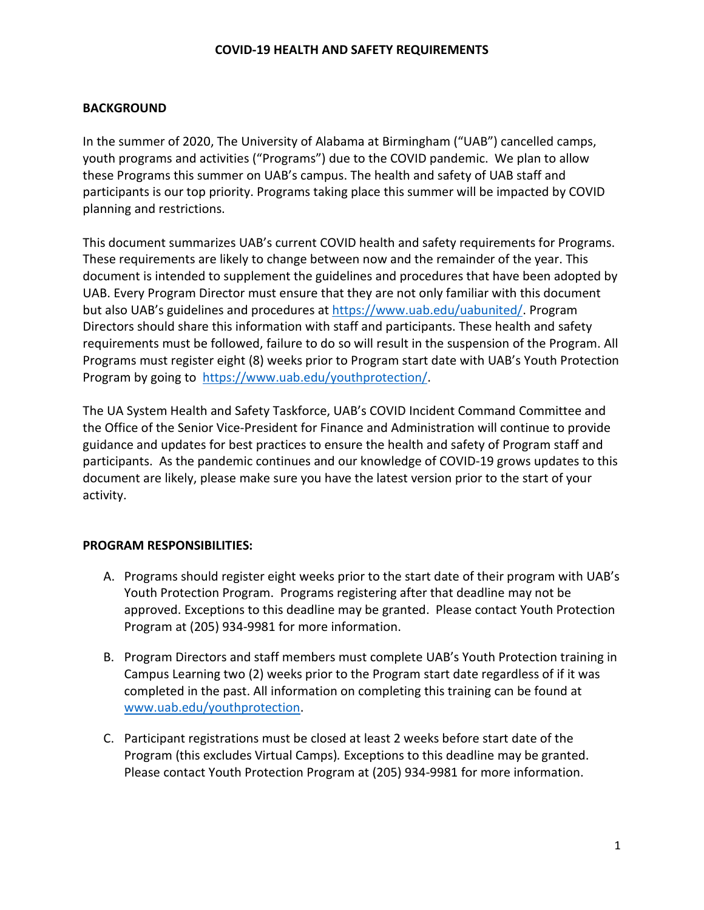# COVID-19 HEALTH AND SAFETY REQUIREMENTS

## BACKGROUND

In the summer of 2020, The University of Alabama at Birmingham ("UAB") cancelled camps, youth programs and activities ("Programs") due to the COVID pandemic. We plan to allow these Programs this summer on UAB's campus. The health and safety of UAB staff and participants is our top priority. Programs taking place this summer will be impacted by COVID planning and restrictions.

This document summarizes UAB's current COVID health and safety requirements for Programs. These requirements are likely to change between now and the remainder of the year. This document is intended to supplement the guidelines and procedures that have been adopted by UAB. Every Program Director must ensure that they are not only familiar with this document but also UAB's guidelines and procedures at https://www.uab.edu/uabunited/. Program Directors should share this information with staff and participants. These health and safety requirements must be followed, failure to do so will result in the suspension of the Program. All Programs must register eight (8) weeks prior to Program start date with UAB's Youth Protection Program by going to https://www.uab.edu/youthprotection/.

The UA System Health and Safety Taskforce, UAB's COVID Incident Command Committee and the Office of the Senior Vice-President for Finance and Administration will continue to provide guidance and updates for best practices to ensure the health and safety of Program staff and participants. As the pandemic continues and our knowledge of COVID-19 grows updates to this document are likely, please make sure you have the latest version prior to the start of your activity.

## PROGRAM RESPONSIBILITIES:

A. Programs should register eight weeks prior to the start date of their program with UAB's Youth Protection Program. Programs registering after that deadline may not be approved. Exceptions to this deadline may be granted. Please contact Youth Protection Program at (205) 934-9981 for more information.

B. Program Directors and staff members must complete UAB's Youth Protection training in Campus Learning two (2) weeks prior to the Program start date regardless of if it was completed in the past. All information on completing this training can be found at www.uab.edu/youthprotection.

C. Participant registrations must be closed at least 2 weeks before start date of the Program (this excludes Virtual Camps). Exceptions to this deadline may be granted. Please contact Youth Protection Program at (205) 934-9981 for more information.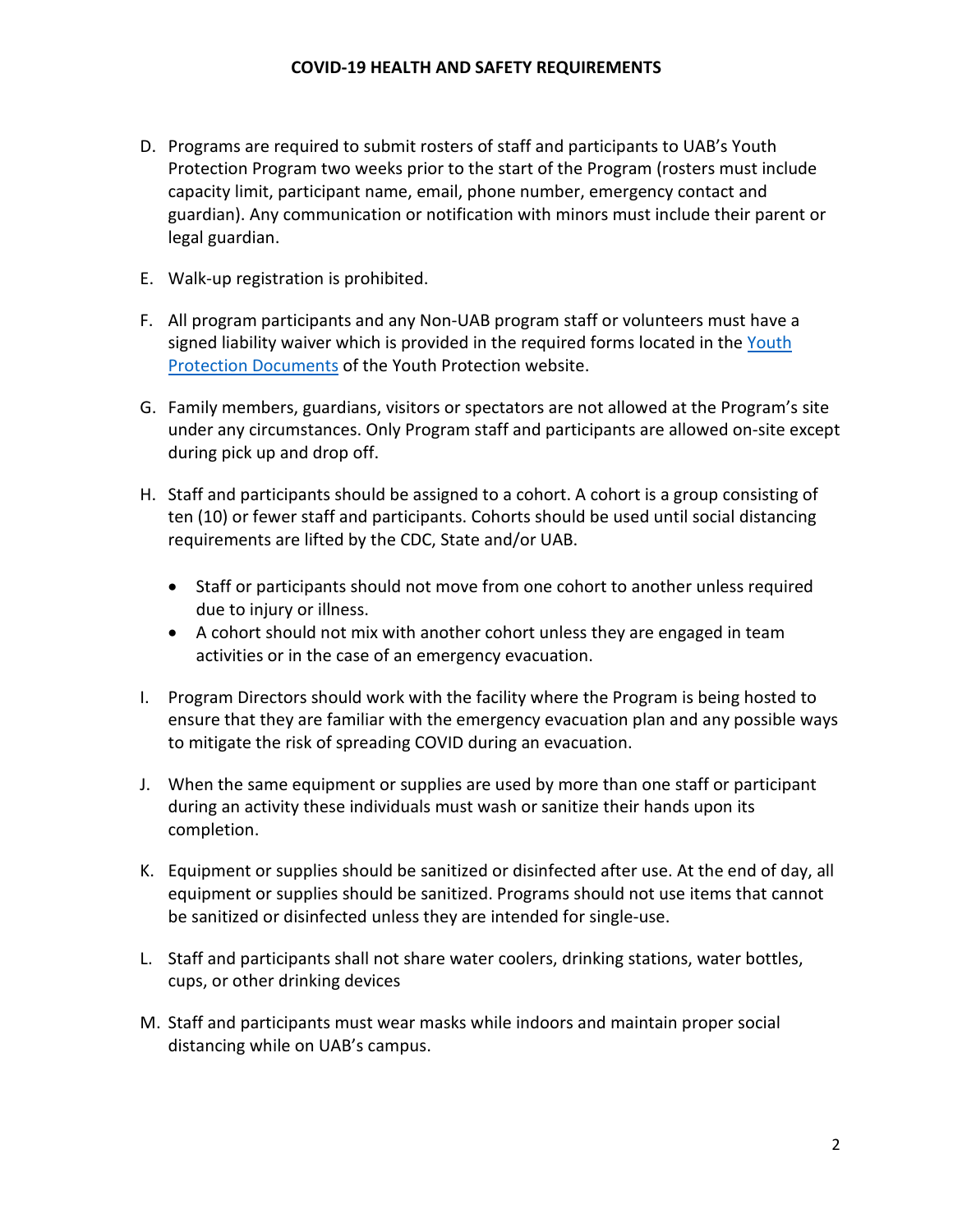D. Programs are required to submit rosters of staff and participants to UAB's Youth Protection Program two weeks prior to the start of the Program (rosters must include capacity limit, participant name, email, phone number, emergency contact and guardian). Any communication or notification with minors must include their parent or legal guardian.

E. Walk-up registration is prohibited.

F. All program participants and any Non-UAB program staff or volunteers must have a signed liability waiver which is provided in the required forms located in the [Youth Protection Documents]() of the Youth Protection website.

G. Family members, guardians, visitors or spectators are not allowed at the Program's site under any circumstances. Only Program staff and participants are allowed on-site except during pick up and drop off.

H. Staff and participants should be assigned to a cohort. A cohort is a group consisting of ten (10) or fewer staff and participants. Cohorts should be used until social distancing requirements are lifted by the CDC, State and/or UAB.

   - Staff or participants should not move from one cohort to another unless required due to injury or illness.
   - A cohort should not mix with another cohort unless they are engaged in team activities or in the case of an emergency evacuation.

I. Program Directors should work with the facility where the Program is being hosted to ensure that they are familiar with the emergency evacuation plan and any possible ways to mitigate the risk of spreading COVID during an evacuation.

J. When the same equipment or supplies are used by more than one staff or participant during an activity these individuals must wash or sanitize their hands upon its completion.

K. Equipment or supplies should be sanitized or disinfected after use. At the end of day, all equipment or supplies should be sanitized. Programs should not use items that cannot be sanitized or disinfected unless they are intended for single-use.

L. Staff and participants shall not share water coolers, drinking stations, water bottles, cups, or other drinking devices

M. Staff and participants must wear masks while indoors and maintain proper social distancing while on UAB's campus.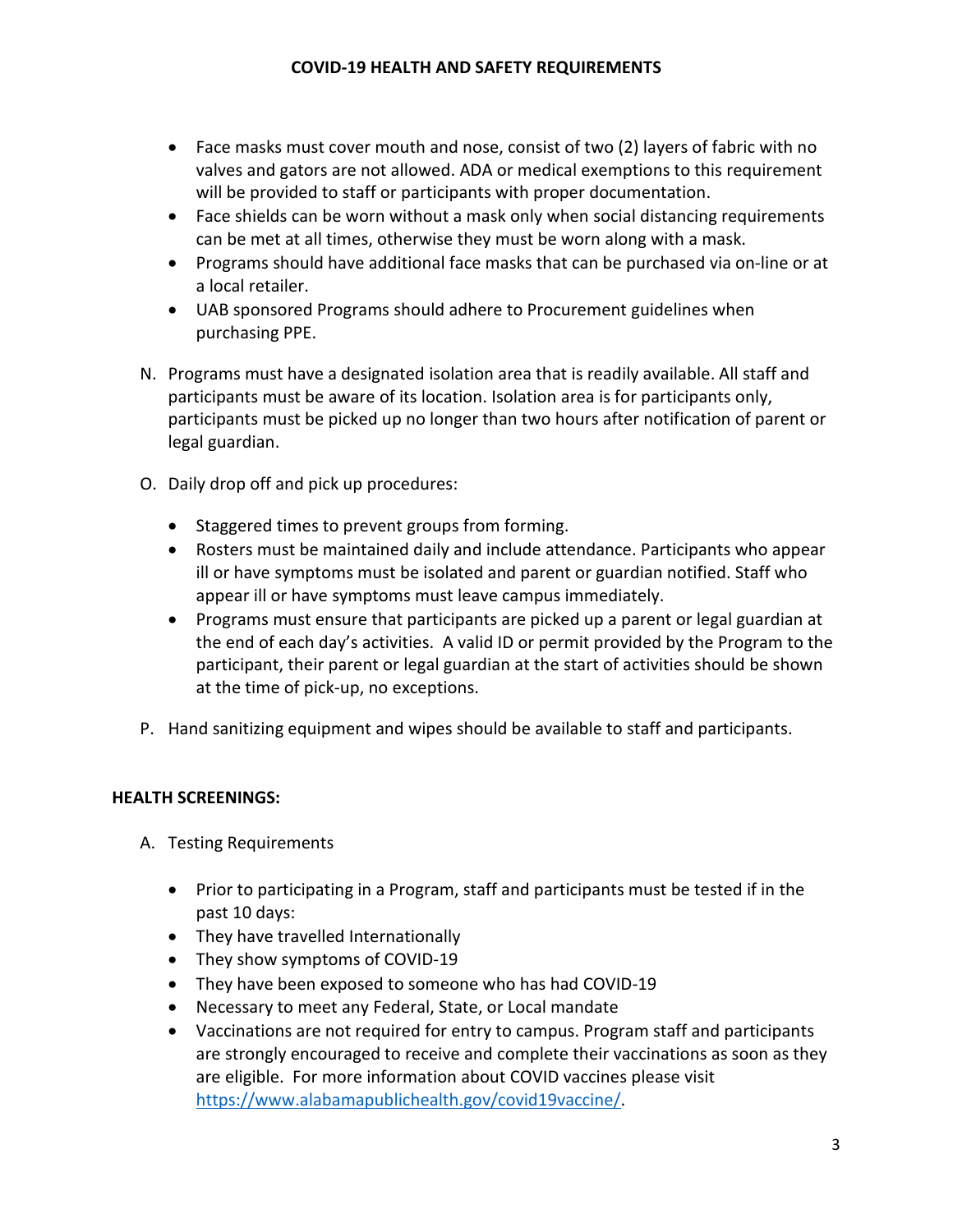- Face masks must cover mouth and nose, consist of two (2) layers of fabric with no valves and gators are not allowed. ADA or medical exemptions to this requirement will be provided to staff or participants with proper documentation.
- Face shields can be worn without a mask only when social distancing requirements can be met at all times, otherwise they must be worn along with a mask.
- Programs should have additional face masks that can be purchased via on-line or at a local retailer.
- UAB sponsored Programs should adhere to Procurement guidelines when purchasing PPE.

N. Programs must have a designated isolation area that is readily available. All staff and participants must be aware of its location. Isolation area is for participants only, participants must be picked up no longer than two hours after notification of parent or legal guardian.

O. Daily drop off and pick up procedures:

- Staggered times to prevent groups from forming.
- Rosters must be maintained daily and include attendance. Participants who appear ill or have symptoms must be isolated and parent or guardian notified. Staff who appear ill or have symptoms must leave campus immediately.
- Programs must ensure that participants are picked up a parent or legal guardian at the end of each day's activities. A valid ID or permit provided by the Program to the participant, their parent or legal guardian at the start of activities should be shown at the time of pick-up, no exceptions.

P. Hand sanitizing equipment and wipes should be available to staff and participants.

**HEALTH SCREENINGS:**

A. Testing Requirements

- Prior to participating in a Program, staff and participants must be tested if in the past 10 days:
- They have travelled Internationally
- They show symptoms of COVID-19
- They have been exposed to someone who has had COVID-19
- Necessary to meet any Federal, State, or Local mandate
- Vaccinations are not required for entry to campus. Program staff and participants are strongly encouraged to receive and complete their vaccinations as soon as they are eligible. For more information about COVID vaccines please visit https://www.alabamapublichealth.gov/covid19vaccine/.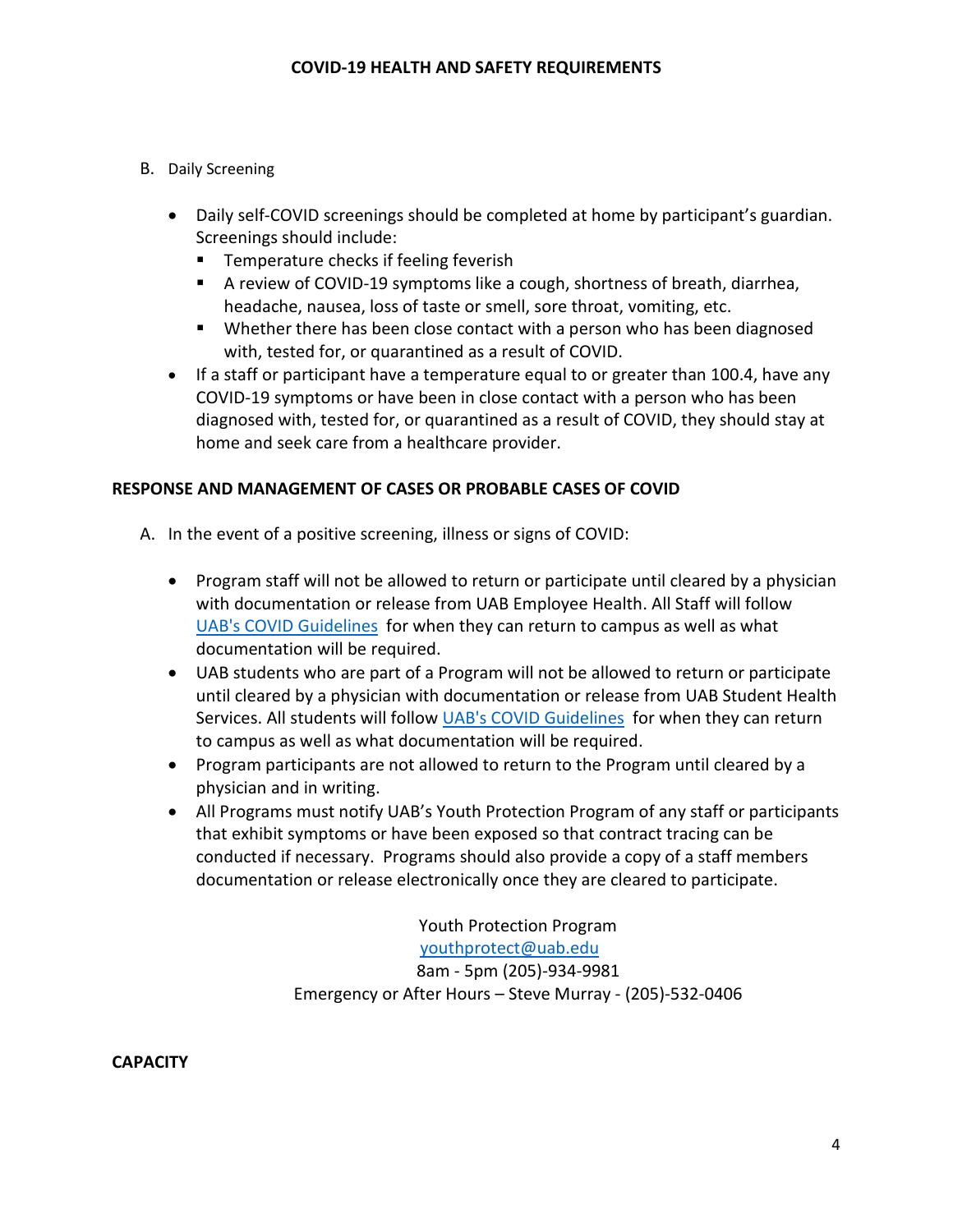B. Daily Screening

- Daily self-COVID screenings should be completed at home by participant's guardian. Screenings should include:
  - Temperature checks if feeling feverish
  - A review of COVID-19 symptoms like a cough, shortness of breath, diarrhea, headache, nausea, loss of taste or smell, sore throat, vomiting, etc.
  - Whether there has been close contact with a person who has been diagnosed with, tested for, or quarantined as a result of COVID.
- If a staff or participant have a temperature equal to or greater than 100.4, have any COVID-19 symptoms or have been in close contact with a person who has been diagnosed with, tested for, or quarantined as a result of COVID, they should stay at home and seek care from a healthcare provider.

## RESPONSE AND MANAGEMENT OF CASES OR PROBABLE CASES OF COVID

A. In the event of a positive screening, illness or signs of COVID:

- Program staff will not be allowed to return or participate until cleared by a physician with documentation or release from UAB Employee Health. All Staff will follow UAB's COVID Guidelines for when they can return to campus as well as what documentation will be required.
- UAB students who are part of a Program will not be allowed to return or participate until cleared by a physician with documentation or release from UAB Student Health Services. All students will follow UAB's COVID Guidelines for when they can return to campus as well as what documentation will be required.
- Program participants are not allowed to return to the Program until cleared by a physician and in writing.
- All Programs must notify UAB's Youth Protection Program of any staff or participants that exhibit symptoms or have been exposed so that contract tracing can be conducted if necessary. Programs should also provide a copy of a staff members documentation or release electronically once they are cleared to participate.

Youth Protection Program
youthprotect@uab.edu
8am - 5pm (205)-934-9981
Emergency or After Hours – Steve Murray - (205)-532-0406

## CAPACITY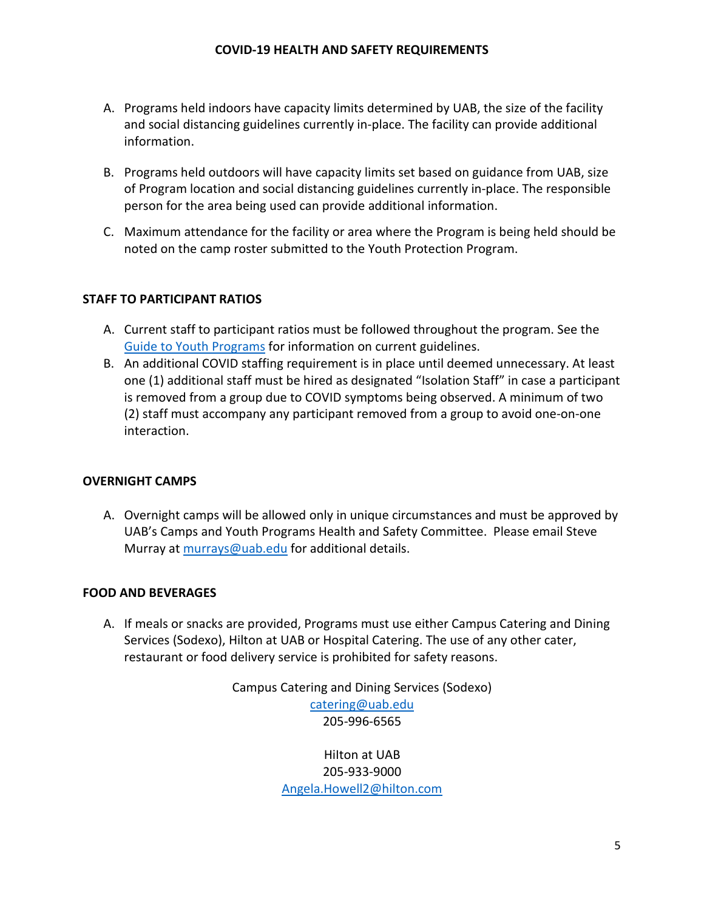A. Programs held indoors have capacity limits determined by UAB, the size of the facility and social distancing guidelines currently in-place. The facility can provide additional information.

B. Programs held outdoors will have capacity limits set based on guidance from UAB, size of Program location and social distancing guidelines currently in-place. The responsible person for the area being used can provide additional information.

C. Maximum attendance for the facility or area where the Program is being held should be noted on the camp roster submitted to the Youth Protection Program.

## STAFF TO PARTICIPANT RATIOS

A. Current staff to participant ratios must be followed throughout the program. See the [Guide to Youth Programs](Guide to Youth Programs) for information on current guidelines.

B. An additional COVID staffing requirement is in place until deemed unnecessary. At least one (1) additional staff must be hired as designated "Isolation Staff" in case a participant is removed from a group due to COVID symptoms being observed. A minimum of two (2) staff must accompany any participant removed from a group to avoid one-on-one interaction.

## OVERNIGHT CAMPS

A. Overnight camps will be allowed only in unique circumstances and must be approved by UAB's Camps and Youth Programs Health and Safety Committee. Please email Steve Murray at [murrays@uab.edu](mailto:murrays@uab.edu) for additional details.

## FOOD AND BEVERAGES

A. If meals or snacks are provided, Programs must use either Campus Catering and Dining Services (Sodexo), Hilton at UAB or Hospital Catering. The use of any other cater, restaurant or food delivery service is prohibited for safety reasons.

Campus Catering and Dining Services (Sodexo)
[catering@uab.edu](mailto:catering@uab.edu)
205-996-6565

Hilton at UAB
205-933-9000
[Angela.Howell2@hilton.com](mailto:Angela.Howell2@hilton.com)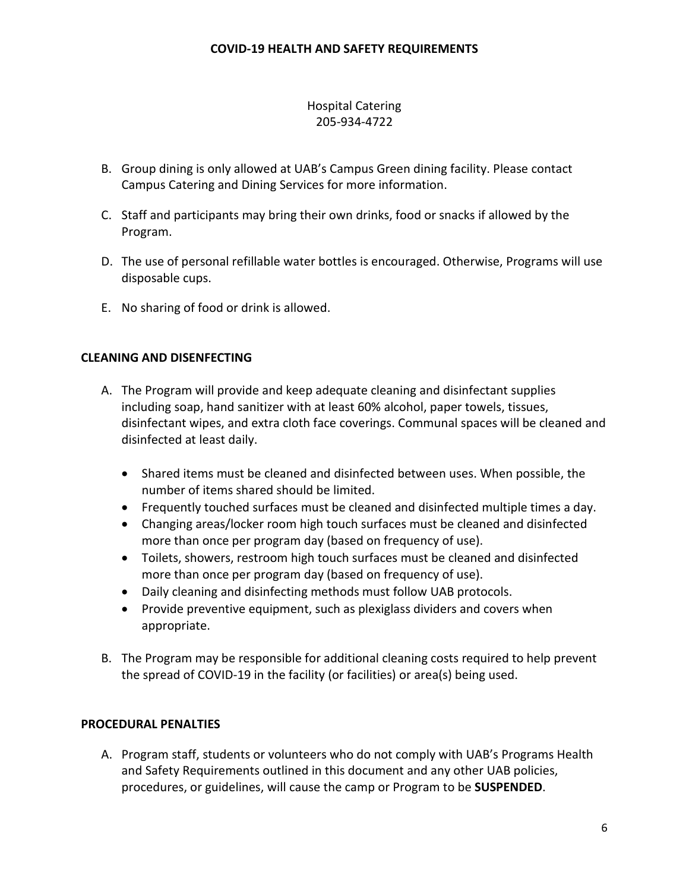Hospital Catering
205-934-4722

B. Group dining is only allowed at UAB's Campus Green dining facility. Please contact Campus Catering and Dining Services for more information.

C. Staff and participants may bring their own drinks, food or snacks if allowed by the Program.

D. The use of personal refillable water bottles is encouraged. Otherwise, Programs will use disposable cups.

E. No sharing of food or drink is allowed.

## CLEANING AND DISENFECTING

A. The Program will provide and keep adequate cleaning and disinfectant supplies including soap, hand sanitizer with at least 60% alcohol, paper towels, tissues, disinfectant wipes, and extra cloth face coverings. Communal spaces will be cleaned and disinfected at least daily.

   - Shared items must be cleaned and disinfected between uses. When possible, the number of items shared should be limited.
   - Frequently touched surfaces must be cleaned and disinfected multiple times a day.
   - Changing areas/locker room high touch surfaces must be cleaned and disinfected more than once per program day (based on frequency of use).
   - Toilets, showers, restroom high touch surfaces must be cleaned and disinfected more than once per program day (based on frequency of use).
   - Daily cleaning and disinfecting methods must follow UAB protocols.
   - Provide preventive equipment, such as plexiglass dividers and covers when appropriate.

B. The Program may be responsible for additional cleaning costs required to help prevent the spread of COVID-19 in the facility (or facilities) or area(s) being used.

## PROCEDURAL PENALTIES

A. Program staff, students or volunteers who do not comply with UAB's Programs Health and Safety Requirements outlined in this document and any other UAB policies, procedures, or guidelines, will cause the camp or Program to be **SUSPENDED**.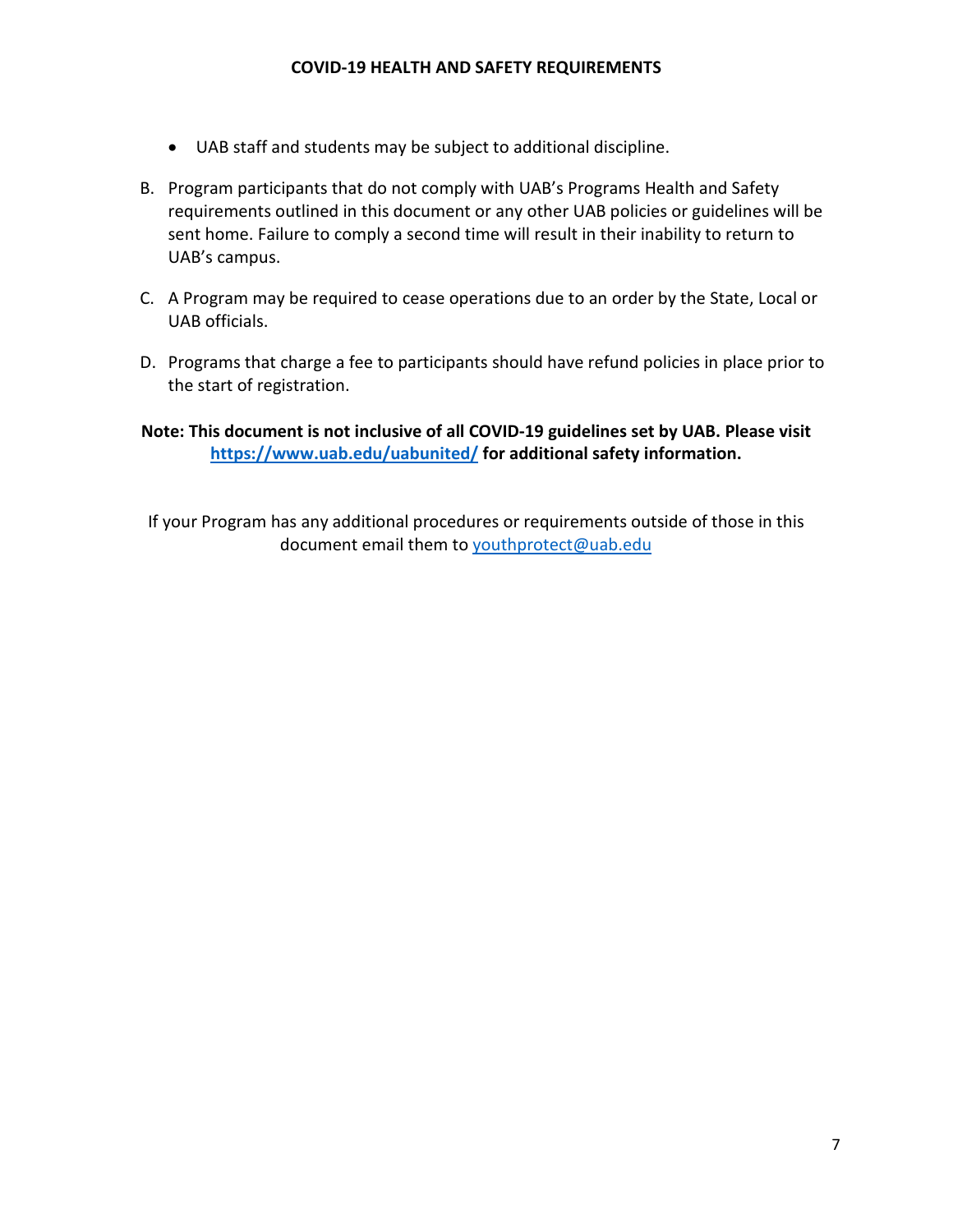- UAB staff and students may be subject to additional discipline.

B. Program participants that do not comply with UAB's Programs Health and Safety requirements outlined in this document or any other UAB policies or guidelines will be sent home. Failure to comply a second time will result in their inability to return to UAB's campus.

C. A Program may be required to cease operations due to an order by the State, Local or UAB officials.

D. Programs that charge a fee to participants should have refund policies in place prior to the start of registration.

**Note: This document is not inclusive of all COVID-19 guidelines set by UAB. Please visit https://www.uab.edu/uabunited/ for additional safety information.**

If your Program has any additional procedures or requirements outside of those in this document email them to youthprotect@uab.edu